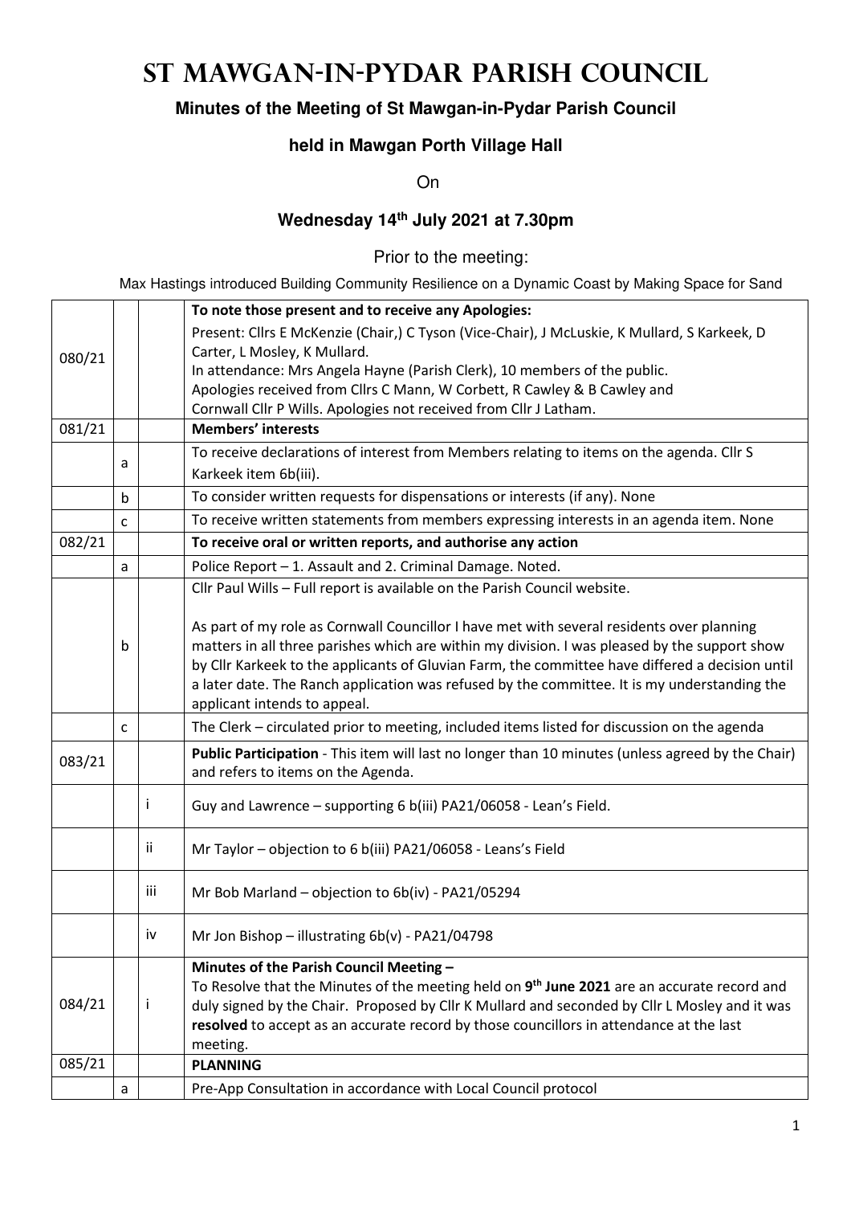# St Mawgan-in-Pydar Parish Council

**Minutes of the Meeting of St Mawgan-in-Pydar Parish Council**

**held in Mawgan Porth Village Hall**

On

**Wednesday 14th July 2021 at 7.30pm**

Prior to the meeting:

Max Hastings introduced Building Community Resilience on a Dynamic Coast by Making Space for Sand

| | | | |
|---|---|---|---|
| 080/21 | | | **To note those present and to receive any Apologies:**<br>Present: Cllrs E McKenzie (Chair,) C Tyson (Vice-Chair), J McLuskie, K Mullard, S Karkeek, D Carter, L Mosley, K Mullard.<br>In attendance: Mrs Angela Hayne (Parish Clerk), 10 members of the public.<br>Apologies received from Cllrs C Mann, W Corbett, R Cawley & B Cawley and Cornwall Cllr P Wills. Apologies not received from Cllr J Latham. |
| 081/21 | | | **Members' interests** |
| | a | | To receive declarations of interest from Members relating to items on the agenda. Cllr S Karkeek item 6b(iii). |
| | b | | To consider written requests for dispensations or interests (if any). None |
| | c | | To receive written statements from members expressing interests in an agenda item. None |
| 082/21 | | | **To receive oral or written reports, and authorise any action** |
| | a | | Police Report – 1. Assault and 2. Criminal Damage. Noted. |
| | b | | Cllr Paul Wills – Full report is available on the Parish Council website.<br><br>As part of my role as Cornwall Councillor I have met with several residents over planning matters in all three parishes which are within my division. I was pleased by the support show by Cllr Karkeek to the applicants of Gluvian Farm, the committee have differed a decision until a later date. The Ranch application was refused by the committee. It is my understanding the applicant intends to appeal. |
| | c | | The Clerk – circulated prior to meeting, included items listed for discussion on the agenda |
| 083/21 | | | **Public Participation** - This item will last no longer than 10 minutes (unless agreed by the Chair) and refers to items on the Agenda. |
| | | i | Guy and Lawrence – supporting 6 b(iii) PA21/06058 - Lean's Field. |
| | | ii | Mr Taylor – objection to 6 b(iii) PA21/06058 - Leans's Field |
| | | iii | Mr Bob Marland – objection to 6b(iv) - PA21/05294 |
| | | iv | Mr Jon Bishop – illustrating 6b(v) - PA21/04798 |
| 084/21 | | i | **Minutes of the Parish Council Meeting –**<br>To Resolve that the Minutes of the meeting held on **9th June 2021** are an accurate record and duly signed by the Chair. Proposed by Cllr K Mullard and seconded by Cllr L Mosley and it was **resolved** to accept as an accurate record by those councillors in attendance at the last meeting. |
| 085/21 | | | **PLANNING** |
| | a | | Pre-App Consultation in accordance with Local Council protocol |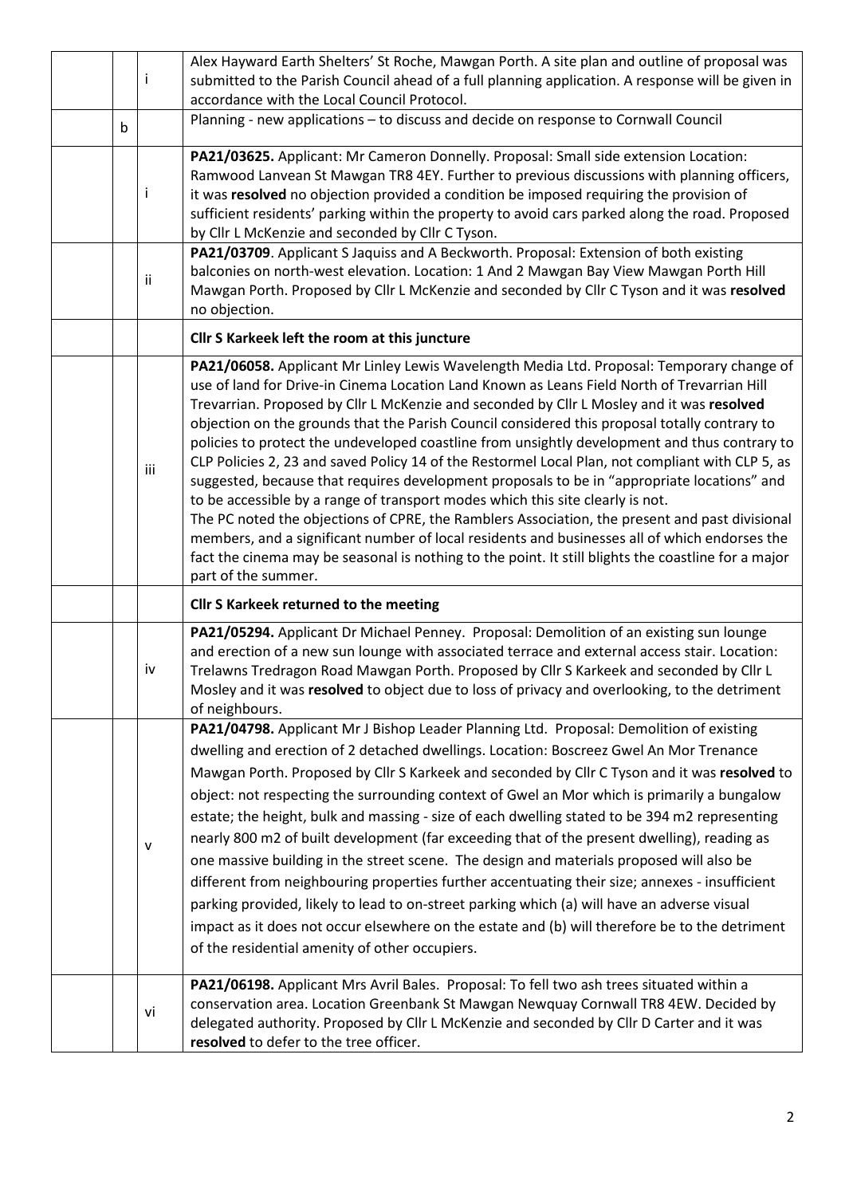| | | |
|---|---|---|
| | i | Alex Hayward Earth Shelters' St Roche, Mawgan Porth. A site plan and outline of proposal was submitted to the Parish Council ahead of a full planning application. A response will be given in accordance with the Local Council Protocol. |
| b | | Planning - new applications – to discuss and decide on response to Cornwall Council |
| | i | **PA21/03625.** Applicant: Mr Cameron Donnelly. Proposal: Small side extension Location: Ramwood Lanvean St Mawgan TR8 4EY. Further to previous discussions with planning officers, it was **resolved** no objection provided a condition be imposed requiring the provision of sufficient residents' parking within the property to avoid cars parked along the road. Proposed by Cllr L McKenzie and seconded by Cllr C Tyson. |
| | ii | **PA21/03709**. Applicant S Jaquiss and A Beckworth. Proposal: Extension of both existing balconies on north-west elevation. Location: 1 And 2 Mawgan Bay View Mawgan Porth Hill Mawgan Porth. Proposed by Cllr L McKenzie and seconded by Cllr C Tyson and it was **resolved** no objection. |
| | | **Cllr S Karkeek left the room at this juncture** |
| | iii | **PA21/06058.** Applicant Mr Linley Lewis Wavelength Media Ltd. Proposal: Temporary change of use of land for Drive-in Cinema Location Land Known as Leans Field North of Trevarrian Hill Trevarrian. Proposed by Cllr L McKenzie and seconded by Cllr L Mosley and it was **resolved** objection on the grounds that the Parish Council considered this proposal totally contrary to policies to protect the undeveloped coastline from unsightly development and thus contrary to CLP Policies 2, 23 and saved Policy 14 of the Restormel Local Plan, not compliant with CLP 5, as suggested, because that requires development proposals to be in "appropriate locations" and to be accessible by a range of transport modes which this site clearly is not. The PC noted the objections of CPRE, the Ramblers Association, the present and past divisional members, and a significant number of local residents and businesses all of which endorses the fact the cinema may be seasonal is nothing to the point. It still blights the coastline for a major part of the summer. |
| | | **Cllr S Karkeek returned to the meeting** |
| | iv | **PA21/05294.** Applicant Dr Michael Penney. Proposal: Demolition of an existing sun lounge and erection of a new sun lounge with associated terrace and external access stair. Location: Trelawns Tredragon Road Mawgan Porth. Proposed by Cllr S Karkeek and seconded by Cllr L Mosley and it was **resolved** to object due to loss of privacy and overlooking, to the detriment of neighbours. |
| | v | **PA21/04798.** Applicant Mr J Bishop Leader Planning Ltd. Proposal: Demolition of existing dwelling and erection of 2 detached dwellings. Location: Boscreez Gwel An Mor Trenance Mawgan Porth. Proposed by Cllr S Karkeek and seconded by Cllr C Tyson and it was **resolved** to object: not respecting the surrounding context of Gwel an Mor which is primarily a bungalow estate; the height, bulk and massing - size of each dwelling stated to be 394 m2 representing nearly 800 m2 of built development (far exceeding that of the present dwelling), reading as one massive building in the street scene. The design and materials proposed will also be different from neighbouring properties further accentuating their size; annexes - insufficient parking provided, likely to lead to on-street parking which (a) will have an adverse visual impact as it does not occur elsewhere on the estate and (b) will therefore be to the detriment of the residential amenity of other occupiers. |
| | vi | **PA21/06198.** Applicant Mrs Avril Bales. Proposal: To fell two ash trees situated within a conservation area. Location Greenbank St Mawgan Newquay Cornwall TR8 4EW. Decided by delegated authority. Proposed by Cllr L McKenzie and seconded by Cllr D Carter and it was **resolved** to defer to the tree officer. |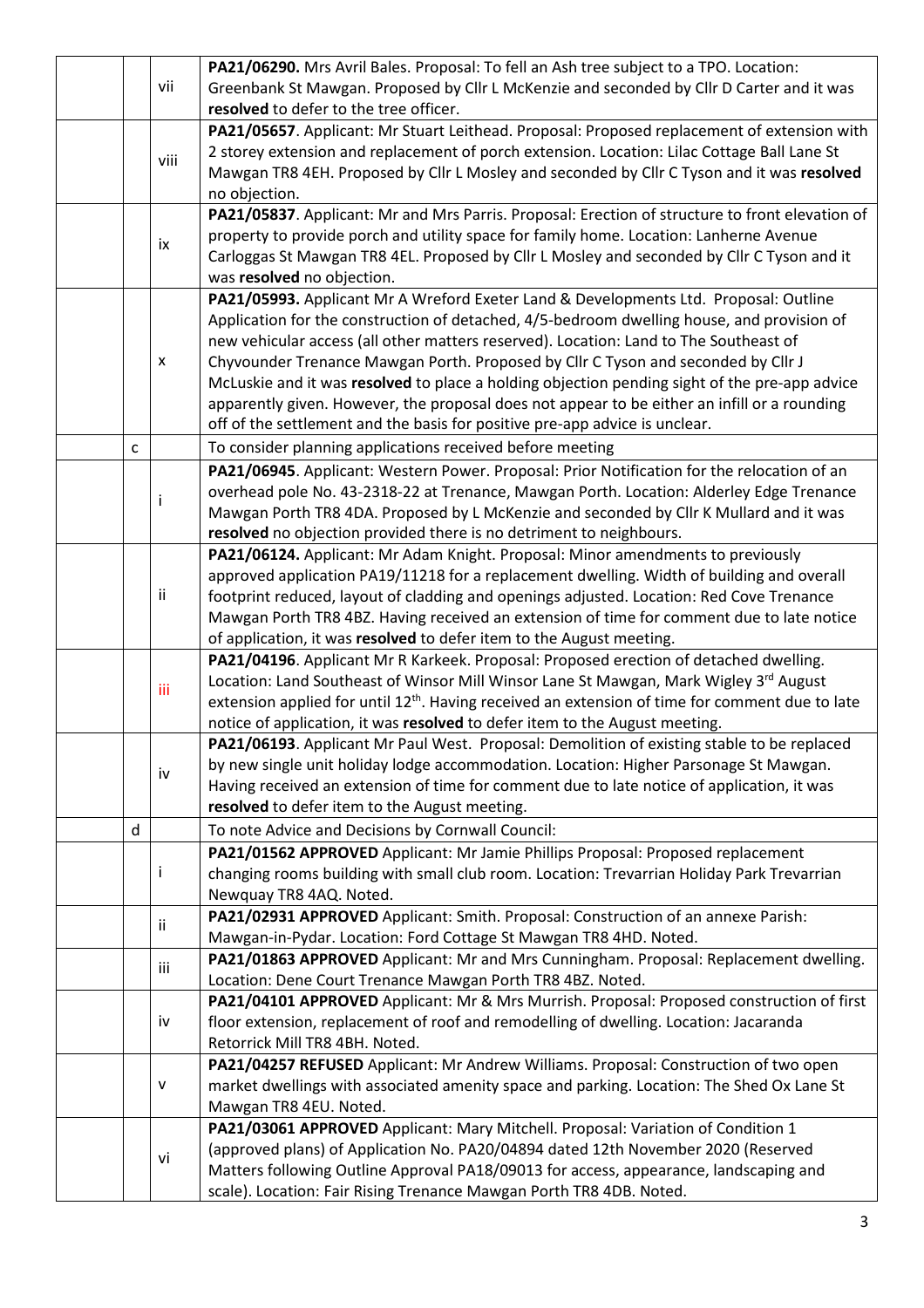| | | |
|---|---|---|
| | vii | **PA21/06290.** Mrs Avril Bales. Proposal: To fell an Ash tree subject to a TPO. Location: Greenbank St Mawgan. Proposed by Cllr L McKenzie and seconded by Cllr D Carter and it was **resolved** to defer to the tree officer. |
| | viii | **PA21/05657**. Applicant: Mr Stuart Leithead. Proposal: Proposed replacement of extension with 2 storey extension and replacement of porch extension. Location: Lilac Cottage Ball Lane St Mawgan TR8 4EH. Proposed by Cllr L Mosley and seconded by Cllr C Tyson and it was **resolved** no objection. |
| | ix | **PA21/05837**. Applicant: Mr and Mrs Parris. Proposal: Erection of structure to front elevation of property to provide porch and utility space for family home. Location: Lanherne Avenue Carloggas St Mawgan TR8 4EL. Proposed by Cllr L Mosley and seconded by Cllr C Tyson and it was **resolved** no objection. |
| | x | **PA21/05993.** Applicant Mr A Wreford Exeter Land & Developments Ltd. Proposal: Outline Application for the construction of detached, 4/5-bedroom dwelling house, and provision of new vehicular access (all other matters reserved). Location: Land to The Southeast of Chyvounder Trenance Mawgan Porth. Proposed by Cllr C Tyson and seconded by Cllr J McLuskie and it was **resolved** to place a holding objection pending sight of the pre-app advice apparently given. However, the proposal does not appear to be either an infill or a rounding off of the settlement and the basis for positive pre-app advice is unclear. |
| c | | To consider planning applications received before meeting |
| | i | **PA21/06945**. Applicant: Western Power. Proposal: Prior Notification for the relocation of an overhead pole No. 43-2318-22 at Trenance, Mawgan Porth. Location: Alderley Edge Trenance Mawgan Porth TR8 4DA. Proposed by L McKenzie and seconded by Cllr K Mullard and it was **resolved** no objection provided there is no detriment to neighbours. |
| | ii | **PA21/06124.** Applicant: Mr Adam Knight. Proposal: Minor amendments to previously approved application PA19/11218 for a replacement dwelling. Width of building and overall footprint reduced, layout of cladding and openings adjusted. Location: Red Cove Trenance Mawgan Porth TR8 4BZ. Having received an extension of time for comment due to late notice of application, it was **resolved** to defer item to the August meeting. |
| | iii | **PA21/04196**. Applicant Mr R Karkeek. Proposal: Proposed erection of detached dwelling. Location: Land Southeast of Winsor Mill Winsor Lane St Mawgan, Mark Wigley 3rd August extension applied for until 12th. Having received an extension of time for comment due to late notice of application, it was **resolved** to defer item to the August meeting. |
| | iv | **PA21/06193**. Applicant Mr Paul West. Proposal: Demolition of existing stable to be replaced by new single unit holiday lodge accommodation. Location: Higher Parsonage St Mawgan. Having received an extension of time for comment due to late notice of application, it was **resolved** to defer item to the August meeting. |
| d | | To note Advice and Decisions by Cornwall Council: |
| | i | **PA21/01562 APPROVED** Applicant: Mr Jamie Phillips Proposal: Proposed replacement changing rooms building with small club room. Location: Trevarrian Holiday Park Trevarrian Newquay TR8 4AQ. Noted. |
| | ii | **PA21/02931 APPROVED** Applicant: Smith. Proposal: Construction of an annexe Parish: Mawgan-in-Pydar. Location: Ford Cottage St Mawgan TR8 4HD. Noted. |
| | iii | **PA21/01863 APPROVED** Applicant: Mr and Mrs Cunningham. Proposal: Replacement dwelling. Location: Dene Court Trenance Mawgan Porth TR8 4BZ. Noted. |
| | iv | **PA21/04101 APPROVED** Applicant: Mr & Mrs Murrish. Proposal: Proposed construction of first floor extension, replacement of roof and remodelling of dwelling. Location: Jacaranda Retorrick Mill TR8 4BH. Noted. |
| | v | **PA21/04257 REFUSED** Applicant: Mr Andrew Williams. Proposal: Construction of two open market dwellings with associated amenity space and parking. Location: The Shed Ox Lane St Mawgan TR8 4EU. Noted. |
| | vi | **PA21/03061 APPROVED** Applicant: Mary Mitchell. Proposal: Variation of Condition 1 (approved plans) of Application No. PA20/04894 dated 12th November 2020 (Reserved Matters following Outline Approval PA18/09013 for access, appearance, landscaping and scale). Location: Fair Rising Trenance Mawgan Porth TR8 4DB. Noted. |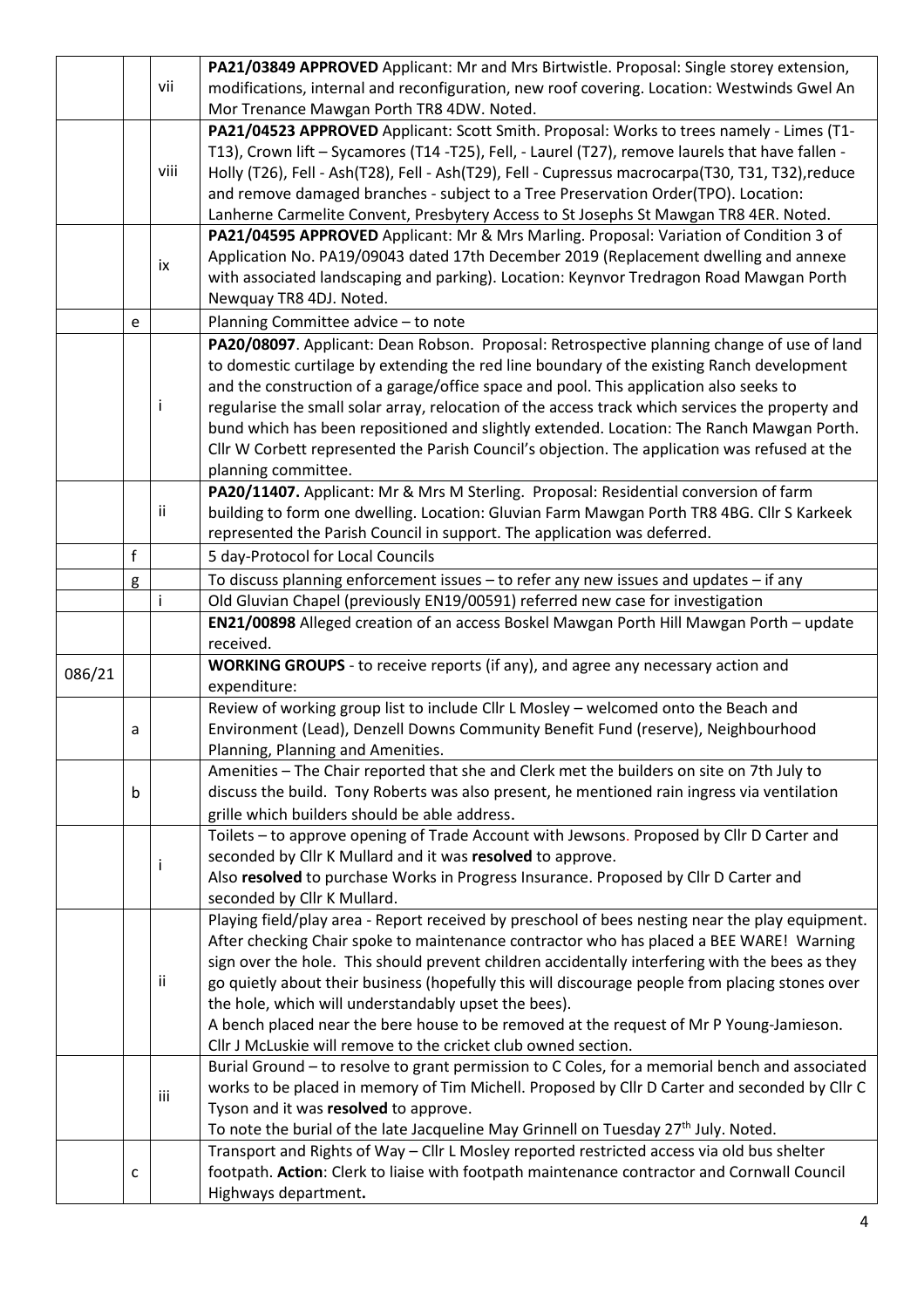|  |  |  |  |
|---|---|---|---|
|  |  | vii | **PA21/03849 APPROVED** Applicant: Mr and Mrs Birtwistle. Proposal: Single storey extension, modifications, internal and reconfiguration, new roof covering. Location: Westwinds Gwel An Mor Trenance Mawgan Porth TR8 4DW. Noted. |
|  |  | viii | **PA21/04523 APPROVED** Applicant: Scott Smith. Proposal: Works to trees namely - Limes (T1-T13), Crown lift – Sycamores (T14 -T25), Fell, - Laurel (T27), remove laurels that have fallen - Holly (T26), Fell - Ash(T28), Fell - Ash(T29), Fell - Cupressus macrocarpa(T30, T31, T32),reduce and remove damaged branches - subject to a Tree Preservation Order(TPO). Location: Lanherne Carmelite Convent, Presbytery Access to St Josephs St Mawgan TR8 4ER. Noted. |
|  |  | ix | **PA21/04595 APPROVED** Applicant: Mr & Mrs Marling. Proposal: Variation of Condition 3 of Application No. PA19/09043 dated 17th December 2019 (Replacement dwelling and annexe with associated landscaping and parking). Location: Keynvor Tredragon Road Mawgan Porth Newquay TR8 4DJ. Noted. |
|  | e |  | Planning Committee advice – to note |
|  |  | i | **PA20/08097**. Applicant: Dean Robson. Proposal: Retrospective planning change of use of land to domestic curtilage by extending the red line boundary of the existing Ranch development and the construction of a garage/office space and pool. This application also seeks to regularise the small solar array, relocation of the access track which services the property and bund which has been repositioned and slightly extended. Location: The Ranch Mawgan Porth. Cllr W Corbett represented the Parish Council's objection. The application was refused at the planning committee. |
|  |  | ii | **PA20/11407.** Applicant: Mr & Mrs M Sterling. Proposal: Residential conversion of farm building to form one dwelling. Location: Gluvian Farm Mawgan Porth TR8 4BG. Cllr S Karkeek represented the Parish Council in support. The application was deferred. |
|  | f |  | 5 day-Protocol for Local Councils |
|  | g |  | To discuss planning enforcement issues – to refer any new issues and updates – if any |
|  |  | i | Old Gluvian Chapel (previously EN19/00591) referred new case for investigation |
|  |  |  | **EN21/00898** Alleged creation of an access Boskel Mawgan Porth Hill Mawgan Porth – update received. |
| 086/21 |  |  | **WORKING GROUPS** - to receive reports (if any), and agree any necessary action and expenditure: |
|  | a |  | Review of working group list to include Cllr L Mosley – welcomed onto the Beach and Environment (Lead), Denzell Downs Community Benefit Fund (reserve), Neighbourhood Planning, Planning and Amenities. |
|  | b |  | Amenities – The Chair reported that she and Clerk met the builders on site on 7th July to discuss the build. Tony Roberts was also present, he mentioned rain ingress via ventilation grille which builders should be able address. |
|  |  | i | Toilets – to approve opening of Trade Account with Jewsons. Proposed by Cllr D Carter and seconded by Cllr K Mullard and it was **resolved** to approve.<br>Also **resolved** to purchase Works in Progress Insurance. Proposed by Cllr D Carter and seconded by Cllr K Mullard. |
|  |  | ii | Playing field/play area - Report received by preschool of bees nesting near the play equipment. After checking Chair spoke to maintenance contractor who has placed a BEE WARE! Warning sign over the hole. This should prevent children accidentally interfering with the bees as they go quietly about their business (hopefully this will discourage people from placing stones over the hole, which will understandably upset the bees).<br>A bench placed near the bere house to be removed at the request of Mr P Young-Jamieson. Cllr J McLuskie will remove to the cricket club owned section. |
|  |  | iii | Burial Ground – to resolve to grant permission to C Coles, for a memorial bench and associated works to be placed in memory of Tim Michell. Proposed by Cllr D Carter and seconded by Cllr C Tyson and it was **resolved** to approve.<br>To note the burial of the late Jacqueline May Grinnell on Tuesday 27th July. Noted. |
|  | c |  | Transport and Rights of Way – Cllr L Mosley reported restricted access via old bus shelter footpath. **Action**: Clerk to liaise with footpath maintenance contractor and Cornwall Council Highways department**.** |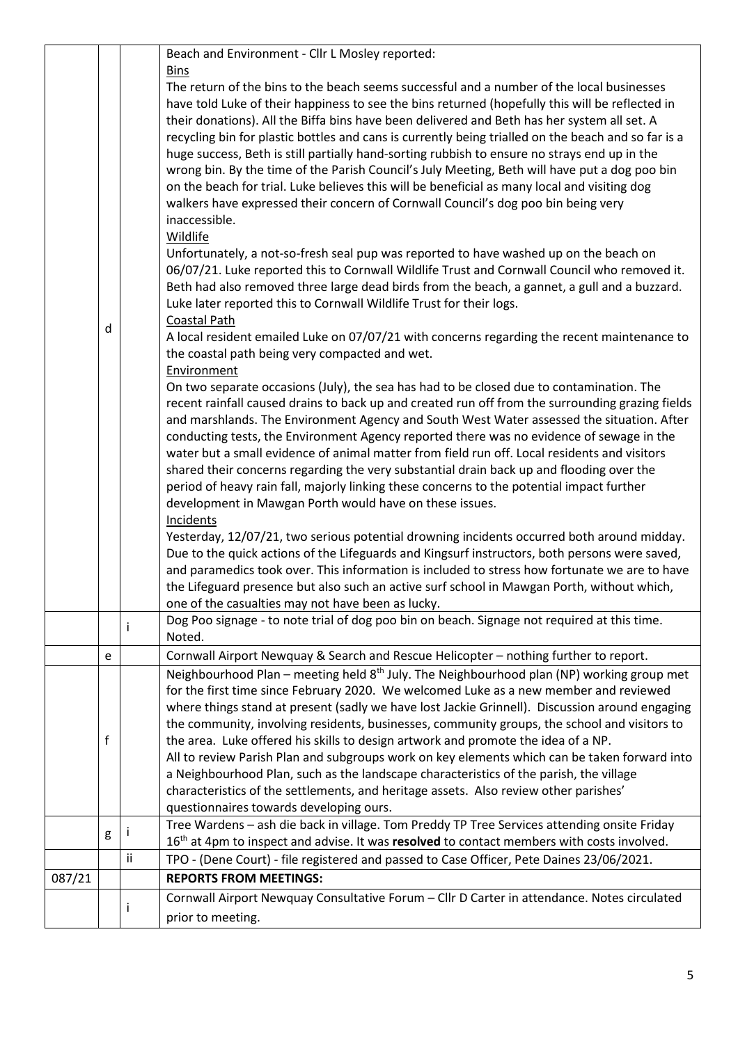| | | | |
|---|---|---|---|
| | d | | Beach and Environment - Cllr L Mosley reported:<br>Bins<br>The return of the bins to the beach seems successful and a number of the local businesses have told Luke of their happiness to see the bins returned (hopefully this will be reflected in their donations). All the Biffa bins have been delivered and Beth has her system all set. A recycling bin for plastic bottles and cans is currently being trialled on the beach and so far is a huge success, Beth is still partially hand-sorting rubbish to ensure no strays end up in the wrong bin. By the time of the Parish Council's July Meeting, Beth will have put a dog poo bin on the beach for trial. Luke believes this will be beneficial as many local and visiting dog walkers have expressed their concern of Cornwall Council's dog poo bin being very inaccessible.<br>Wildlife<br>Unfortunately, a not-so-fresh seal pup was reported to have washed up on the beach on 06/07/21. Luke reported this to Cornwall Wildlife Trust and Cornwall Council who removed it. Beth had also removed three large dead birds from the beach, a gannet, a gull and a buzzard. Luke later reported this to Cornwall Wildlife Trust for their logs.<br>Coastal Path<br>A local resident emailed Luke on 07/07/21 with concerns regarding the recent maintenance to the coastal path being very compacted and wet.<br>Environment<br>On two separate occasions (July), the sea has had to be closed due to contamination. The recent rainfall caused drains to back up and created run off from the surrounding grazing fields and marshlands. The Environment Agency and South West Water assessed the situation. After conducting tests, the Environment Agency reported there was no evidence of sewage in the water but a small evidence of animal matter from field run off. Local residents and visitors shared their concerns regarding the very substantial drain back up and flooding over the period of heavy rain fall, majorly linking these concerns to the potential impact further development in Mawgan Porth would have on these issues.<br>Incidents<br>Yesterday, 12/07/21, two serious potential drowning incidents occurred both around midday. Due to the quick actions of the Lifeguards and Kingsurf instructors, both persons were saved, and paramedics took over. This information is included to stress how fortunate we are to have the Lifeguard presence but also such an active surf school in Mawgan Porth, without which, one of the casualties may not have been as lucky. |
| | | i | Dog Poo signage - to note trial of dog poo bin on beach. Signage not required at this time. Noted. |
| | e | | Cornwall Airport Newquay & Search and Rescue Helicopter – nothing further to report. |
| | f | | Neighbourhood Plan – meeting held 8th July. The Neighbourhood plan (NP) working group met for the first time since February 2020. We welcomed Luke as a new member and reviewed where things stand at present (sadly we have lost Jackie Grinnell). Discussion around engaging the community, involving residents, businesses, community groups, the school and visitors to the area. Luke offered his skills to design artwork and promote the idea of a NP.<br>All to review Parish Plan and subgroups work on key elements which can be taken forward into a Neighbourhood Plan, such as the landscape characteristics of the parish, the village characteristics of the settlements, and heritage assets. Also review other parishes' questionnaires towards developing ours. |
| | g | i | Tree Wardens – ash die back in village. Tom Preddy TP Tree Services attending onsite Friday 16th at 4pm to inspect and advise. It was **resolved** to contact members with costs involved. |
| | | ii | TPO - (Dene Court) - file registered and passed to Case Officer, Pete Daines 23/06/2021. |
| 087/21 | | | **REPORTS FROM MEETINGS:** |
| | | i | Cornwall Airport Newquay Consultative Forum – Cllr D Carter in attendance. Notes circulated prior to meeting. |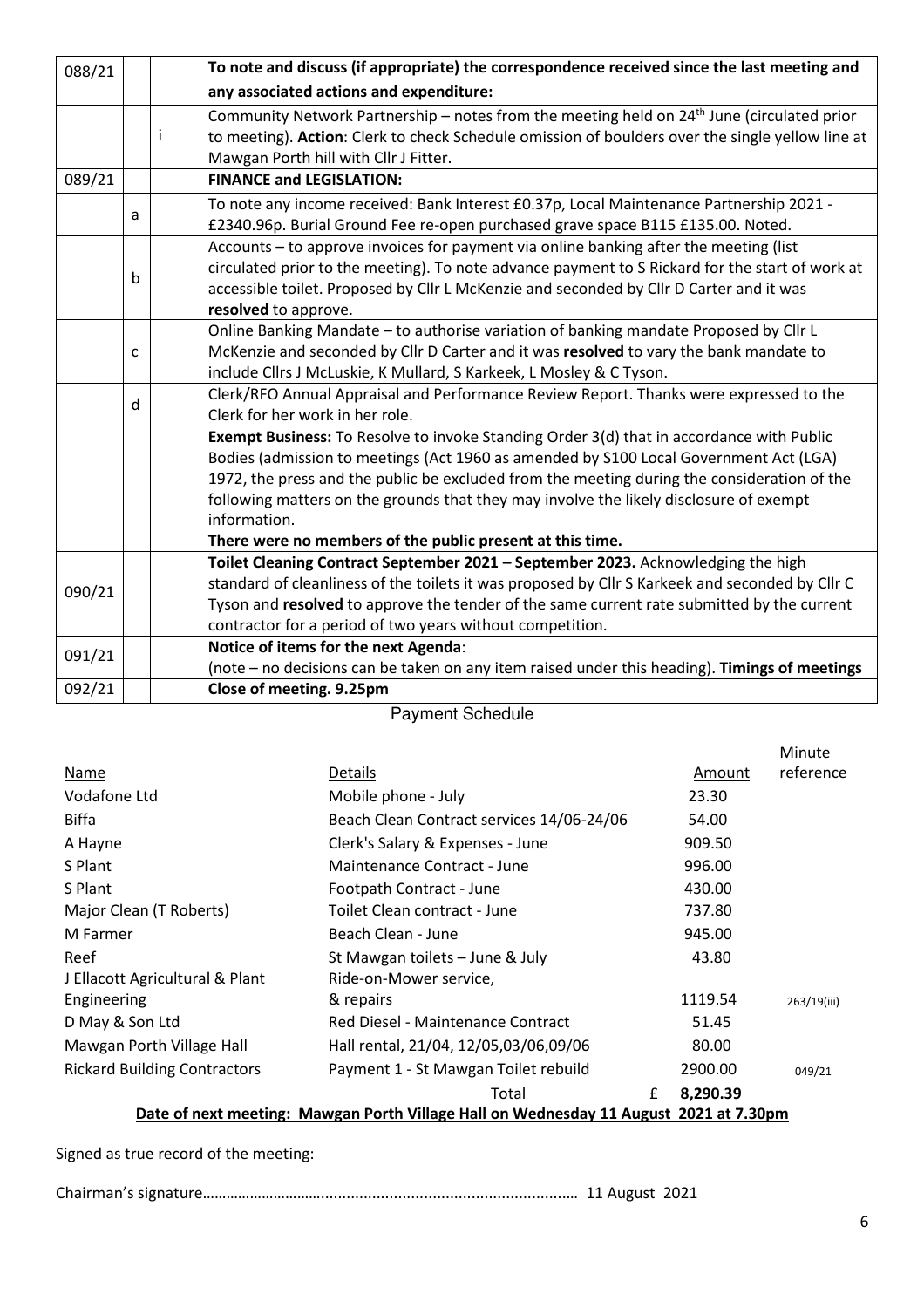| | | | |
|---|---|---|---|
| 088/21 | | | **To note and discuss (if appropriate) the correspondence received since the last meeting and any associated actions and expenditure:** |
| | | i | Community Network Partnership – notes from the meeting held on 24th June (circulated prior to meeting). **Action**: Clerk to check Schedule omission of boulders over the single yellow line at Mawgan Porth hill with Cllr J Fitter. |
| 089/21 | | | **FINANCE and LEGISLATION:** |
| | a | | To note any income received: Bank Interest £0.37p, Local Maintenance Partnership 2021 - £2340.96p. Burial Ground Fee re-open purchased grave space B115 £135.00. Noted. |
| | b | | Accounts – to approve invoices for payment via online banking after the meeting (list circulated prior to the meeting). To note advance payment to S Rickard for the start of work at accessible toilet. Proposed by Cllr L McKenzie and seconded by Cllr D Carter and it was **resolved** to approve. |
| | c | | Online Banking Mandate – to authorise variation of banking mandate Proposed by Cllr L McKenzie and seconded by Cllr D Carter and it was **resolved** to vary the bank mandate to include Cllrs J McLuskie, K Mullard, S Karkeek, L Mosley & C Tyson. |
| | d | | Clerk/RFO Annual Appraisal and Performance Review Report. Thanks were expressed to the Clerk for her work in her role. |
| | | | **Exempt Business:** To Resolve to invoke Standing Order 3(d) that in accordance with Public Bodies (admission to meetings (Act 1960 as amended by S100 Local Government Act (LGA) 1972, the press and the public be excluded from the meeting during the consideration of the following matters on the grounds that they may involve the likely disclosure of exempt information. **There were no members of the public present at this time.** |
| 090/21 | | | **Toilet Cleaning Contract September 2021 – September 2023.** Acknowledging the high standard of cleanliness of the toilets it was proposed by Cllr S Karkeek and seconded by Cllr C Tyson and **resolved** to approve the tender of the same current rate submitted by the current contractor for a period of two years without competition. |
| 091/21 | | | **Notice of items for the next Agenda**: (note – no decisions can be taken on any item raised under this heading). **Timings of meetings** |
| 092/21 | | | **Close of meeting. 9.25pm** |

## Payment Schedule

| Name | Details | Amount | Minute reference |
|---|---|---|---|
| Vodafone Ltd | Mobile phone - July | 23.30 | |
| Biffa | Beach Clean Contract services 14/06-24/06 | 54.00 | |
| A Hayne | Clerk's Salary & Expenses - June | 909.50 | |
| S Plant | Maintenance Contract - June | 996.00 | |
| S Plant | Footpath Contract - June | 430.00 | |
| Major Clean (T Roberts) | Toilet Clean contract - June | 737.80 | |
| M Farmer | Beach Clean - June | 945.00 | |
| Reef | St Mawgan toilets – June & July | 43.80 | |
| J Ellacott Agricultural & Plant Engineering | Ride-on-Mower service, & repairs | 1119.54 | 263/19(iii) |
| D May & Son Ltd | Red Diesel - Maintenance Contract | 51.45 | |
| Mawgan Porth Village Hall | Hall rental, 21/04, 12/05,03/06,09/06 | 80.00 | |
| Rickard Building Contractors | Payment 1 - St Mawgan Toilet rebuild | 2900.00 | 049/21 |
| | Total | £ **8,290.39** | |

**Date of next meeting: Mawgan Porth Village Hall on Wednesday 11 August 2021 at 7.30pm**

Signed as true record of the meeting:

Chairman's signature………………………........................................................ 11 August 2021